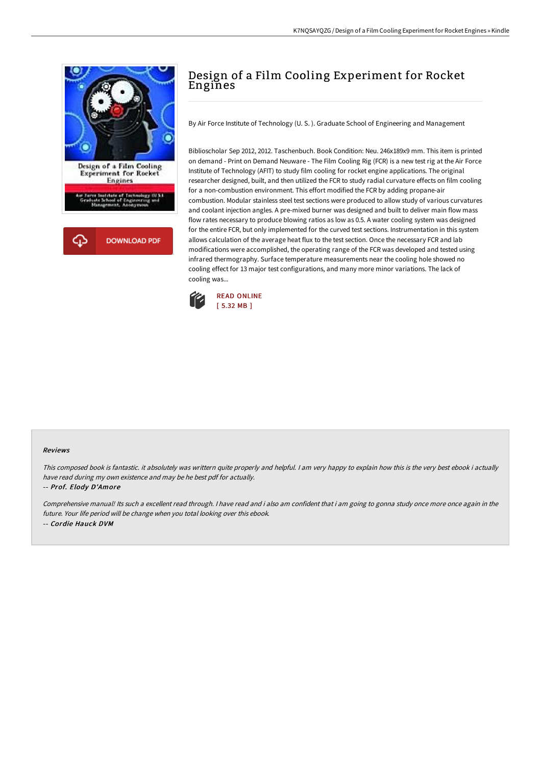# Design of a Film Cooling Experiment for Rocket Engines

By Air Force Institute of Technology (U. S. ). Graduate School of Engineering and Management

Biblioscholar Sep 2012, 2012. Taschenbuch. Book Condition: Neu. 246x189x9 mm. This item is printed on demand - Print on Demand Neuware - The Film Cooling Rig (FCR) is a new test rig at the Air Force Institute of Technology (AFIT) to study film cooling for rocket engine applications. The original researcher designed, built, and then utilized the FCR to study radial curvature effects on film cooling for a non-combustion environment. This effort modified the FCR by adding propane-air combustion. Modular stainless steel test sections were produced to allow study of various curvatures and coolant injection angles. A pre-mixed burner was designed and built to deliver main flow mass flow rates necessary to produce blowing ratios as low as 0.5. A water cooling system was designed for the entire FCR, but only implemented for the curved test sections. Instrumentation in this system allows calculation of the average heat flux to the test section. Once the necessary FCR and lab modifications were accomplished, the operating range of the FCR was developed and tested using infrared thermography. Surface temperature measurements near the cooling hole showed no cooling effect for 13 major test configurations, and many more minor variations. The lack of cooling was...

READ ONLINE
[ 5.32 MB ]

DOWNLOAD PDF

### Reviews

*This composed book is fantastic. it absolutely was writtern quite properly and helpful. I am very happy to explain how this is the very best ebook i actually have read during my own existence and may be he best pdf for actually.*

-- *Prof. Elody D'Amore*

*Comprehensive manual! Its such a excellent read through. I have read and i also am confident that i am going to gonna study once more once again in the future. Your life period will be change when you total looking over this ebook.*

-- *Cordie Hauck DVM*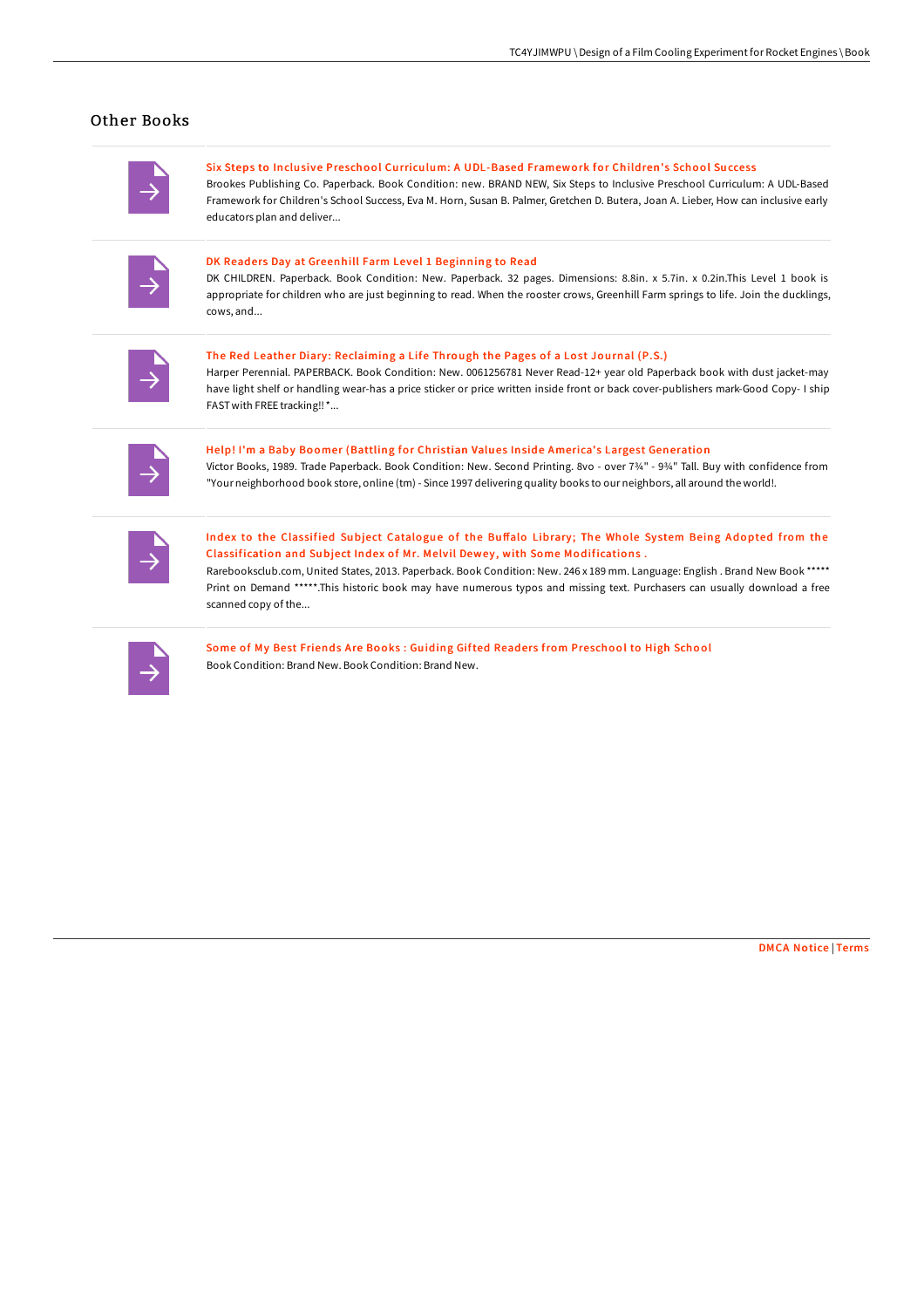## Other Books

### Six Steps to Inclusive Preschool Curriculum: A UDL-Based Framework for Children's School Success

Brookes Publishing Co. Paperback. Book Condition: new. BRAND NEW, Six Steps to Inclusive Preschool Curriculum: A UDL-Based Framework for Children's School Success, Eva M. Horn, Susan B. Palmer, Gretchen D. Butera, Joan A. Lieber, How can inclusive early educators plan and deliver...

### DK Readers Day at Greenhill Farm Level 1 Beginning to Read

DK CHILDREN. Paperback. Book Condition: New. Paperback. 32 pages. Dimensions: 8.8in. x 5.7in. x 0.2in.This Level 1 book is appropriate for children who are just beginning to read. When the rooster crows, Greenhill Farm springs to life. Join the ducklings, cows, and...

### The Red Leather Diary: Reclaiming a Life Through the Pages of a Lost Journal (P.S.)

Harper Perennial. PAPERBACK. Book Condition: New. 0061256781 Never Read-12+ year old Paperback book with dust jacket-may have light shelf or handling wear-has a price sticker or price written inside front or back cover-publishers mark-Good Copy- I ship FAST with FREE tracking!! *...

### Help! I'm a Baby Boomer (Battling for Christian Values Inside America's Largest Generation

Victor Books, 1989. Trade Paperback. Book Condition: New. Second Printing. 8vo - over 7¾" - 9¾" Tall. Buy with confidence from "Your neighborhood book store, online (tm) - Since 1997 delivering quality books to our neighbors, all around the world!.

### Index to the Classified Subject Catalogue of the Buffalo Library; The Whole System Being Adopted from the Classification and Subject Index of Mr. Melvil Dewey, with Some Modifications .

Rarebooksclub.com, United States, 2013. Paperback. Book Condition: New. 246 x 189 mm. Language: English . Brand New Book ***** Print on Demand *****.This historic book may have numerous typos and missing text. Purchasers can usually download a free scanned copy of the...

### Some of My Best Friends Are Books : Guiding Gifted Readers from Preschool to High School

Book Condition: Brand New. Book Condition: Brand New.

DMCA Notice | Terms